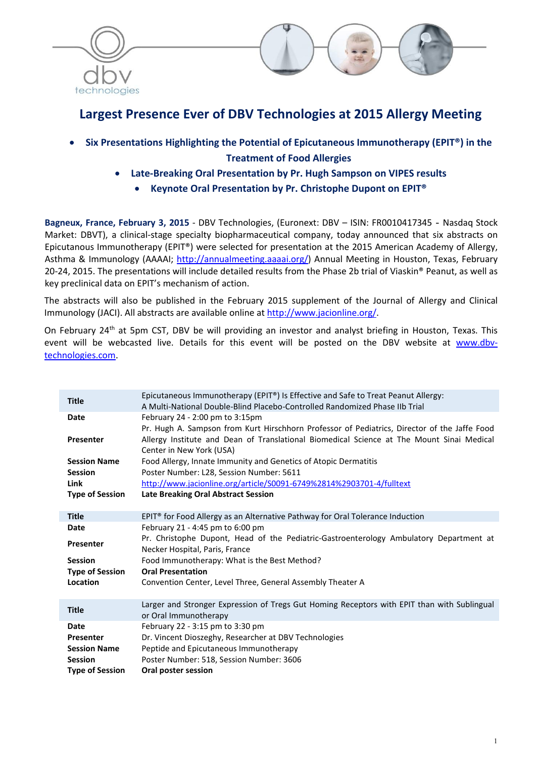# Largest Presence Ever of DBV Technologies at 2015 Allergy Meeting

- **Six Presentations Highlighting the Potential of Epicutaneous Immunotherapy (EPIT®) in the Treatment of Food Allergies**
- **Late-Breaking Oral Presentation by Pr. Hugh Sampson on VIPES results**
- **Keynote Oral Presentation by Pr. Christophe Dupont on EPIT®**

**Bagneux, France, February 3, 2015** - DBV Technologies, (Euronext: DBV – ISIN: FR0010417345 - Nasdaq Stock Market: DBVT), a clinical-stage specialty biopharmaceutical company, today announced that six abstracts on Epicutanous Immunotherapy (EPIT®) were selected for presentation at the 2015 American Academy of Allergy, Asthma & Immunology (AAAAI; http://annualmeeting.aaaai.org/) Annual Meeting in Houston, Texas, February 20-24, 2015. The presentations will include detailed results from the Phase 2b trial of Viaskin® Peanut, as well as key preclinical data on EPIT's mechanism of action.

The abstracts will also be published in the February 2015 supplement of the Journal of Allergy and Clinical Immunology (JACI). All abstracts are available online at http://www.jacionline.org/.

On February 24th at 5pm CST, DBV be will providing an investor and analyst briefing in Houston, Texas. This event will be webcasted live. Details for this event will be posted on the DBV website at www.dbv-technologies.com.

| | |
|---|---|
| **Title** | Epicutaneous Immunotherapy (EPIT®) Is Effective and Safe to Treat Peanut Allergy: A Multi-National Double-Blind Placebo-Controlled Randomized Phase IIb Trial |
| **Date** | February 24 - 2:00 pm to 3:15pm |
| **Presenter** | Pr. Hugh A. Sampson from Kurt Hirschhorn Professor of Pediatrics, Director of the Jaffe Food Allergy Institute and Dean of Translational Biomedical Science at The Mount Sinai Medical Center in New York (USA) |
| **Session Name** | Food Allergy, Innate Immunity and Genetics of Atopic Dermatitis |
| **Session** | Poster Number: L28, Session Number: 5611 |
| **Link** | http://www.jacionline.org/article/S0091-6749%2814%2903701-4/fulltext |
| **Type of Session** | **Late Breaking Oral Abstract Session** |

| | |
|---|---|
| **Title** | EPIT® for Food Allergy as an Alternative Pathway for Oral Tolerance Induction |
| **Date** | February 21 - 4:45 pm to 6:00 pm |
| **Presenter** | Pr. Christophe Dupont, Head of the Pediatric-Gastroenterology Ambulatory Department at Necker Hospital, Paris, France |
| **Session** | Food Immunotherapy: What is the Best Method? |
| **Type of Session** | **Oral Presentation** |
| **Location** | Convention Center, Level Three, General Assembly Theater A |

| | |
|---|---|
| **Title** | Larger and Stronger Expression of Tregs Gut Homing Receptors with EPIT than with Sublingual or Oral Immunotherapy |
| **Date** | February 22 - 3:15 pm to 3:30 pm |
| **Presenter** | Dr. Vincent Dioszeghy, Researcher at DBV Technologies |
| **Session Name** | Peptide and Epicutaneous Immunotherapy |
| **Session** | Poster Number: 518, Session Number: 3606 |
| **Type of Session** | **Oral poster session** |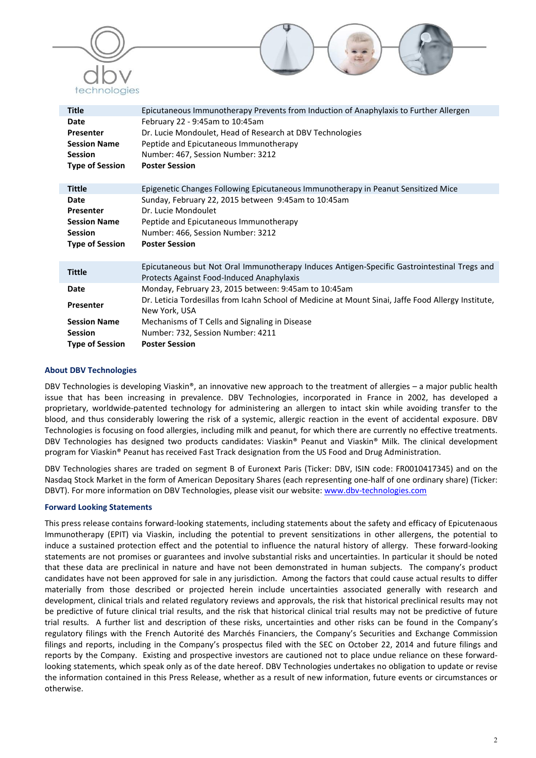| Title | Epicutaneous Immunotherapy Prevents from Induction of Anaphylaxis to Further Allergen |
| --- | --- |
| **Date** | February 22 - 9:45am to 10:45am |
| **Presenter** | Dr. Lucie Mondoulet, Head of Research at DBV Technologies |
| **Session Name** | Peptide and Epicutaneous Immunotherapy |
| **Session** | Number: 467, Session Number: 3212 |
| **Type of Session** | **Poster Session** |

| Tittle | Epigenetic Changes Following Epicutaneous Immunotherapy in Peanut Sensitized Mice |
| --- | --- |
| **Date** | Sunday, February 22, 2015 between 9:45am to 10:45am |
| **Presenter** | Dr. Lucie Mondoulet |
| **Session Name** | Peptide and Epicutaneous Immunotherapy |
| **Session** | Number: 466, Session Number: 3212 |
| **Type of Session** | **Poster Session** |

| Tittle | Epicutaneous but Not Oral Immunotherapy Induces Antigen-Specific Gastrointestinal Tregs and Protects Against Food-Induced Anaphylaxis |
| --- | --- |
| **Date** | Monday, February 23, 2015 between: 9:45am to 10:45am |
| **Presenter** | Dr. Leticia Tordesillas from Icahn School of Medicine at Mount Sinai, Jaffe Food Allergy Institute, New York, USA |
| **Session Name** | Mechanisms of T Cells and Signaling in Disease |
| **Session** | Number: 732, Session Number: 4211 |
| **Type of Session** | **Poster Session** |

### About DBV Technologies

DBV Technologies is developing Viaskin®, an innovative new approach to the treatment of allergies – a major public health issue that has been increasing in prevalence. DBV Technologies, incorporated in France in 2002, has developed a proprietary, worldwide-patented technology for administering an allergen to intact skin while avoiding transfer to the blood, and thus considerably lowering the risk of a systemic, allergic reaction in the event of accidental exposure. DBV Technologies is focusing on food allergies, including milk and peanut, for which there are currently no effective treatments. DBV Technologies has designed two products candidates: Viaskin® Peanut and Viaskin® Milk. The clinical development program for Viaskin® Peanut has received Fast Track designation from the US Food and Drug Administration.

DBV Technologies shares are traded on segment B of Euronext Paris (Ticker: DBV, ISIN code: FR0010417345) and on the Nasdaq Stock Market in the form of American Depositary Shares (each representing one-half of one ordinary share) (Ticker: DBVT). For more information on DBV Technologies, please visit our website: www.dbv-technologies.com

### Forward Looking Statements

This press release contains forward-looking statements, including statements about the safety and efficacy of Epicutenaous Immunotherapy (EPIT) via Viaskin, including the potential to prevent sensitizations in other allergens, the potential to induce a sustained protection effect and the potential to influence the natural history of allergy. These forward-looking statements are not promises or guarantees and involve substantial risks and uncertainties. In particular it should be noted that these data are preclinical in nature and have not been demonstrated in human subjects. The company's product candidates have not been approved for sale in any jurisdiction. Among the factors that could cause actual results to differ materially from those described or projected herein include uncertainties associated generally with research and development, clinical trials and related regulatory reviews and approvals, the risk that historical preclinical results may not be predictive of future clinical trial results, and the risk that historical clinical trial results may not be predictive of future trial results. A further list and description of these risks, uncertainties and other risks can be found in the Company's regulatory filings with the French Autorité des Marchés Financiers, the Company's Securities and Exchange Commission filings and reports, including in the Company's prospectus filed with the SEC on October 22, 2014 and future filings and reports by the Company. Existing and prospective investors are cautioned not to place undue reliance on these forward-looking statements, which speak only as of the date hereof. DBV Technologies undertakes no obligation to update or revise the information contained in this Press Release, whether as a result of new information, future events or circumstances or otherwise.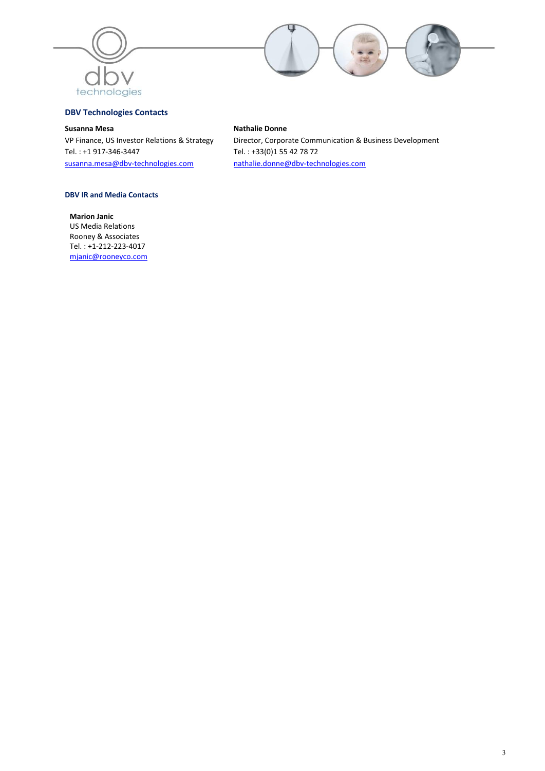### DBV Technologies Contacts

**Susanna Mesa**
VP Finance, US Investor Relations & Strategy
Tel. : +1 917-346-3447
susanna.mesa@dbv-technologies.com

**Nathalie Donne**
Director, Corporate Communication & Business Development
Tel. : +33(0)1 55 42 78 72
nathalie.donne@dbv-technologies.com

#### DBV IR and Media Contacts

**Marion Janic**
US Media Relations
Rooney & Associates
Tel. : +1-212-223-4017
mjanic@rooneyco.com